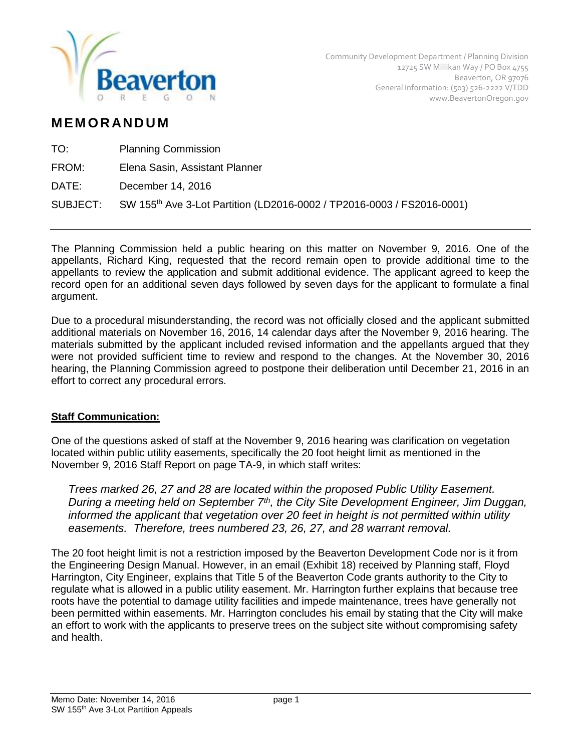Community Development Department / Planning Division
12725 SW Millikan Way / PO Box 4755
Beaverton, OR 97076
General Information: (503) 526-2222 V/TDD
www.BeavertonOregon.gov

# MEMORANDUM

TO: Planning Commission

FROM: Elena Sasin, Assistant Planner

DATE: December 14, 2016

SUBJECT: SW 155th Ave 3-Lot Partition (LD2016-0002 / TP2016-0003 / FS2016-0001)

---

The Planning Commission held a public hearing on this matter on November 9, 2016. One of the appellants, Richard King, requested that the record remain open to provide additional time to the appellants to review the application and submit additional evidence. The applicant agreed to keep the record open for an additional seven days followed by seven days for the applicant to formulate a final argument.

Due to a procedural misunderstanding, the record was not officially closed and the applicant submitted additional materials on November 16, 2016, 14 calendar days after the November 9, 2016 hearing. The materials submitted by the applicant included revised information and the appellants argued that they were not provided sufficient time to review and respond to the changes. At the November 30, 2016 hearing, the Planning Commission agreed to postpone their deliberation until December 21, 2016 in an effort to correct any procedural errors.

**Staff Communication:**

One of the questions asked of staff at the November 9, 2016 hearing was clarification on vegetation located within public utility easements, specifically the 20 foot height limit as mentioned in the November 9, 2016 Staff Report on page TA-9, in which staff writes:

> *Trees marked 26, 27 and 28 are located within the proposed Public Utility Easement. During a meeting held on September 7th, the City Site Development Engineer, Jim Duggan, informed the applicant that vegetation over 20 feet in height is not permitted within utility easements. Therefore, trees numbered 23, 26, 27, and 28 warrant removal.*

The 20 foot height limit is not a restriction imposed by the Beaverton Development Code nor is it from the Engineering Design Manual. However, in an email (Exhibit 18) received by Planning staff, Floyd Harrington, City Engineer, explains that Title 5 of the Beaverton Code grants authority to the City to regulate what is allowed in a public utility easement. Mr. Harrington further explains that because tree roots have the potential to damage utility facilities and impede maintenance, trees have generally not been permitted within easements. Mr. Harrington concludes his email by stating that the City will make an effort to work with the applicants to preserve trees on the subject site without compromising safety and health.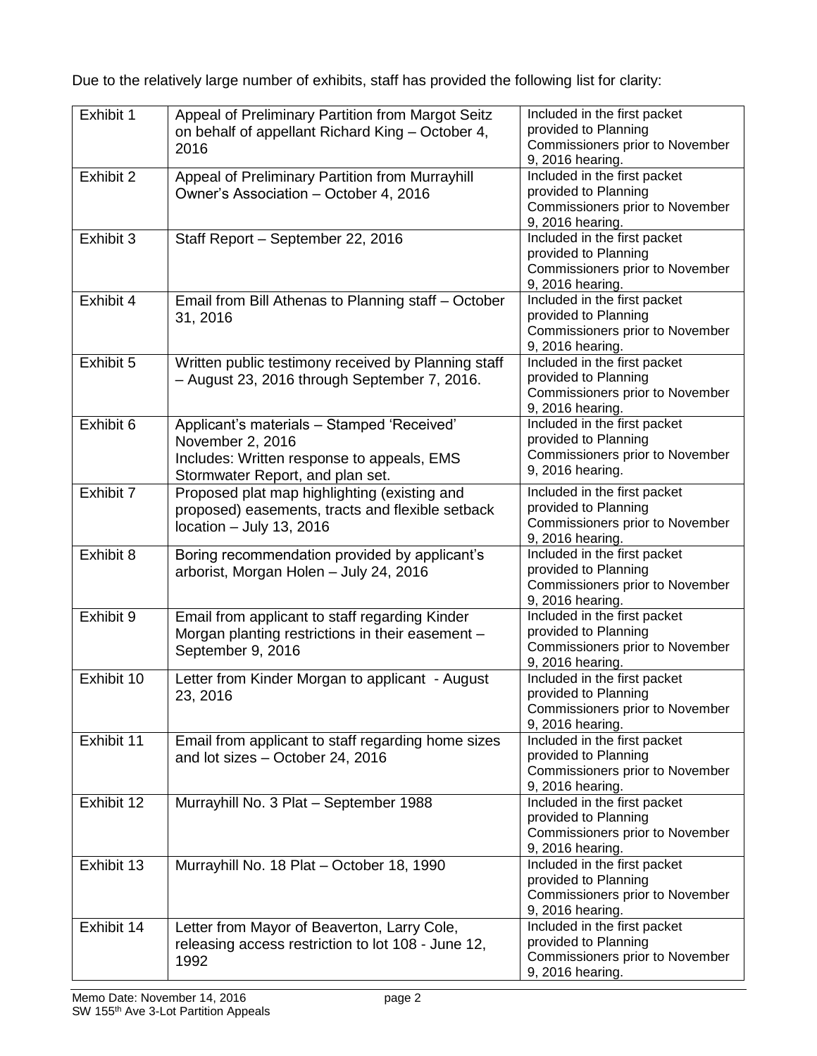Due to the relatively large number of exhibits, staff has provided the following list for clarity:

| | | |
|---|---|---|
| Exhibit 1 | Appeal of Preliminary Partition from Margot Seitz on behalf of appellant Richard King – October 4, 2016 | Included in the first packet provided to Planning Commissioners prior to November 9, 2016 hearing. |
| Exhibit 2 | Appeal of Preliminary Partition from Murrayhill Owner's Association – October 4, 2016 | Included in the first packet provided to Planning Commissioners prior to November 9, 2016 hearing. |
| Exhibit 3 | Staff Report – September 22, 2016 | Included in the first packet provided to Planning Commissioners prior to November 9, 2016 hearing. |
| Exhibit 4 | Email from Bill Athenas to Planning staff – October 31, 2016 | Included in the first packet provided to Planning Commissioners prior to November 9, 2016 hearing. |
| Exhibit 5 | Written public testimony received by Planning staff – August 23, 2016 through September 7, 2016. | Included in the first packet provided to Planning Commissioners prior to November 9, 2016 hearing. |
| Exhibit 6 | Applicant's materials – Stamped 'Received' November 2, 2016<br>Includes: Written response to appeals, EMS Stormwater Report, and plan set. | Included in the first packet provided to Planning Commissioners prior to November 9, 2016 hearing. |
| Exhibit 7 | Proposed plat map highlighting (existing and proposed) easements, tracts and flexible setback location – July 13, 2016 | Included in the first packet provided to Planning Commissioners prior to November 9, 2016 hearing. |
| Exhibit 8 | Boring recommendation provided by applicant's arborist, Morgan Holen – July 24, 2016 | Included in the first packet provided to Planning Commissioners prior to November 9, 2016 hearing. |
| Exhibit 9 | Email from applicant to staff regarding Kinder Morgan planting restrictions in their easement – September 9, 2016 | Included in the first packet provided to Planning Commissioners prior to November 9, 2016 hearing. |
| Exhibit 10 | Letter from Kinder Morgan to applicant - August 23, 2016 | Included in the first packet provided to Planning Commissioners prior to November 9, 2016 hearing. |
| Exhibit 11 | Email from applicant to staff regarding home sizes and lot sizes – October 24, 2016 | Included in the first packet provided to Planning Commissioners prior to November 9, 2016 hearing. |
| Exhibit 12 | Murrayhill No. 3 Plat – September 1988 | Included in the first packet provided to Planning Commissioners prior to November 9, 2016 hearing. |
| Exhibit 13 | Murrayhill No. 18 Plat – October 18, 1990 | Included in the first packet provided to Planning Commissioners prior to November 9, 2016 hearing. |
| Exhibit 14 | Letter from Mayor of Beaverton, Larry Cole, releasing access restriction to lot 108 - June 12, 1992 | Included in the first packet provided to Planning Commissioners prior to November 9, 2016 hearing. |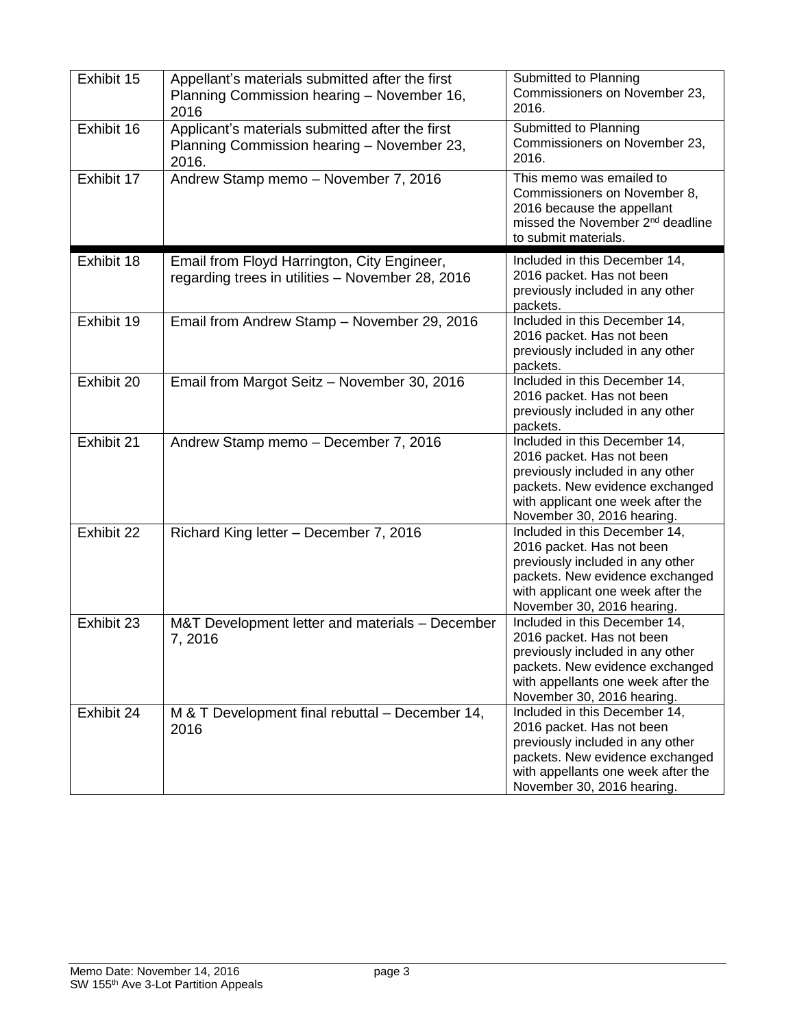| | | |
|---|---|---|
| Exhibit 15 | Appellant's materials submitted after the first Planning Commission hearing – November 16, 2016 | Submitted to Planning Commissioners on November 23, 2016. |
| Exhibit 16 | Applicant's materials submitted after the first Planning Commission hearing – November 23, 2016. | Submitted to Planning Commissioners on November 23, 2016. |
| Exhibit 17 | Andrew Stamp memo – November 7, 2016 | This memo was emailed to Commissioners on November 8, 2016 because the appellant missed the November 2nd deadline to submit materials. |
| Exhibit 18 | Email from Floyd Harrington, City Engineer, regarding trees in utilities – November 28, 2016 | Included in this December 14, 2016 packet. Has not been previously included in any other packets. |
| Exhibit 19 | Email from Andrew Stamp – November 29, 2016 | Included in this December 14, 2016 packet. Has not been previously included in any other packets. |
| Exhibit 20 | Email from Margot Seitz – November 30, 2016 | Included in this December 14, 2016 packet. Has not been previously included in any other packets. |
| Exhibit 21 | Andrew Stamp memo – December 7, 2016 | Included in this December 14, 2016 packet. Has not been previously included in any other packets. New evidence exchanged with applicant one week after the November 30, 2016 hearing. |
| Exhibit 22 | Richard King letter – December 7, 2016 | Included in this December 14, 2016 packet. Has not been previously included in any other packets. New evidence exchanged with applicant one week after the November 30, 2016 hearing. |
| Exhibit 23 | M&T Development letter and materials – December 7, 2016 | Included in this December 14, 2016 packet. Has not been previously included in any other packets. New evidence exchanged with appellants one week after the November 30, 2016 hearing. |
| Exhibit 24 | M & T Development final rebuttal – December 14, 2016 | Included in this December 14, 2016 packet. Has not been previously included in any other packets. New evidence exchanged with appellants one week after the November 30, 2016 hearing. |